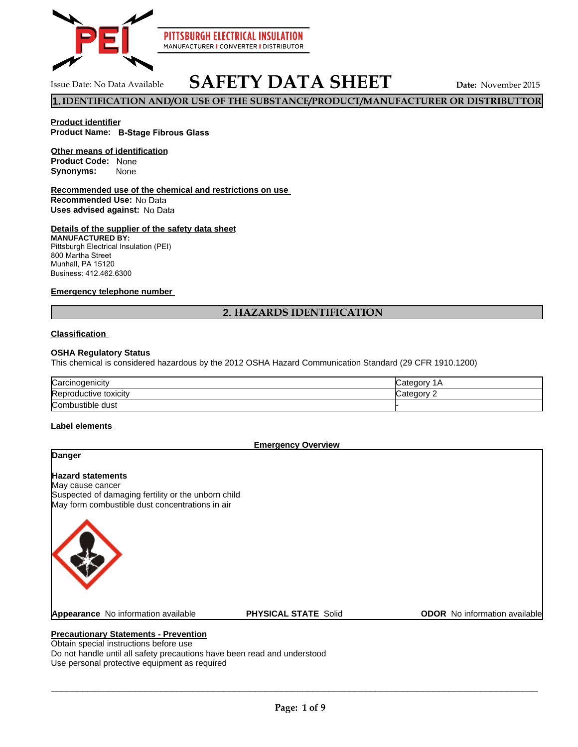PITTSBURGH ELECTRICAL INSULATION
MANUFACTURER | CONVERTER | DISTRIBUTOR

Issue Date: No Data Available

# SAFETY DATA SHEET

**Date:** November 2015

## 1. IDENTIFICATION AND/OR USE OF THE SUBSTANCE/PRODUCT/MANUFACTURER OR DISTRIBUTTOR

**Product identifier**
**Product Name: B-Stage Fibrous Glass**

**Other means of identification**
**Product Code:** None
**Synonyms:** None

**Recommended use of the chemical and restrictions on use**
**Recommended Use:** No Data
**Uses advised against:** No Data

**Details of the supplier of the safety data sheet**
**MANUFACTURED BY:**
Pittsburgh Electrical Insulation (PEI)
800 Martha Street
Munhall, PA 15120
Business: 412.462.6300

**Emergency telephone number**

## 2. HAZARDS IDENTIFICATION

**Classification**

**OSHA Regulatory Status**
This chemical is considered hazardous by the 2012 OSHA Hazard Communication Standard (29 CFR 1910.1200)

| | |
|---|---|
| Carcinogenicity | Category 1A |
| Reproductive toxicity | Category 2 |
| Combustible dust | - |

**Label elements**

**Emergency Overview**

**Danger**

**Hazard statements**
May cause cancer
Suspected of damaging fertility or the unborn child
May form combustible dust concentrations in air

**Appearance** No information available  **PHYSICAL STATE** Solid  **ODOR** No information available

**Precautionary Statements - Prevention**
Obtain special instructions before use
Do not handle until all safety precautions have been read and understood
Use personal protective equipment as required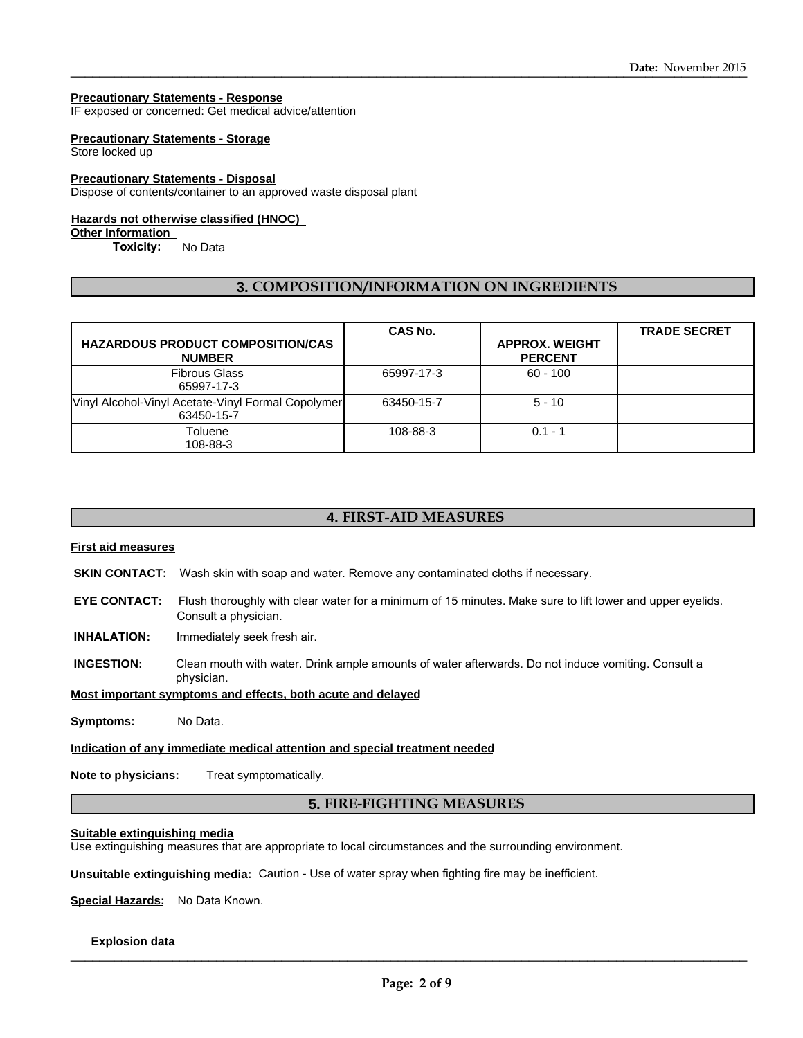**Precautionary Statements - Response**
IF exposed or concerned: Get medical advice/attention

**Precautionary Statements - Storage**
Store locked up

**Precautionary Statements - Disposal**
Dispose of contents/container to an approved waste disposal plant

**Hazards not otherwise classified (HNOC)**
**Other Information**
**Toxicity:** No Data

## 3. COMPOSITION/INFORMATION ON INGREDIENTS

| HAZARDOUS PRODUCT COMPOSITION/CAS NUMBER | CAS No. | APPROX. WEIGHT PERCENT | TRADE SECRET |
|---|---|---|---|
| Fibrous Glass 65997-17-3 | 65997-17-3 | 60 - 100 | |
| Vinyl Alcohol-Vinyl Acetate-Vinyl Formal Copolymer 63450-15-7 | 63450-15-7 | 5 - 10 | |
| Toluene 108-88-3 | 108-88-3 | 0.1 - 1 | |

## 4. FIRST-AID MEASURES

**First aid measures**

**SKIN CONTACT:** Wash skin with soap and water. Remove any contaminated cloths if necessary.

**EYE CONTACT:** Flush thoroughly with clear water for a minimum of 15 minutes. Make sure to lift lower and upper eyelids. Consult a physician.

**INHALATION:** Immediately seek fresh air.

**INGESTION:** Clean mouth with water. Drink ample amounts of water afterwards. Do not induce vomiting. Consult a physician.

**Most important symptoms and effects, both acute and delayed**

**Symptoms:** No Data.

**Indication of any immediate medical attention and special treatment needed**

**Note to physicians:** Treat symptomatically.

## 5. FIRE-FIGHTING MEASURES

**Suitable extinguishing media**
Use extinguishing measures that are appropriate to local circumstances and the surrounding environment.

**Unsuitable extinguishing media:** Caution - Use of water spray when fighting fire may be inefficient.

**Special Hazards:** No Data Known.

**Explosion data**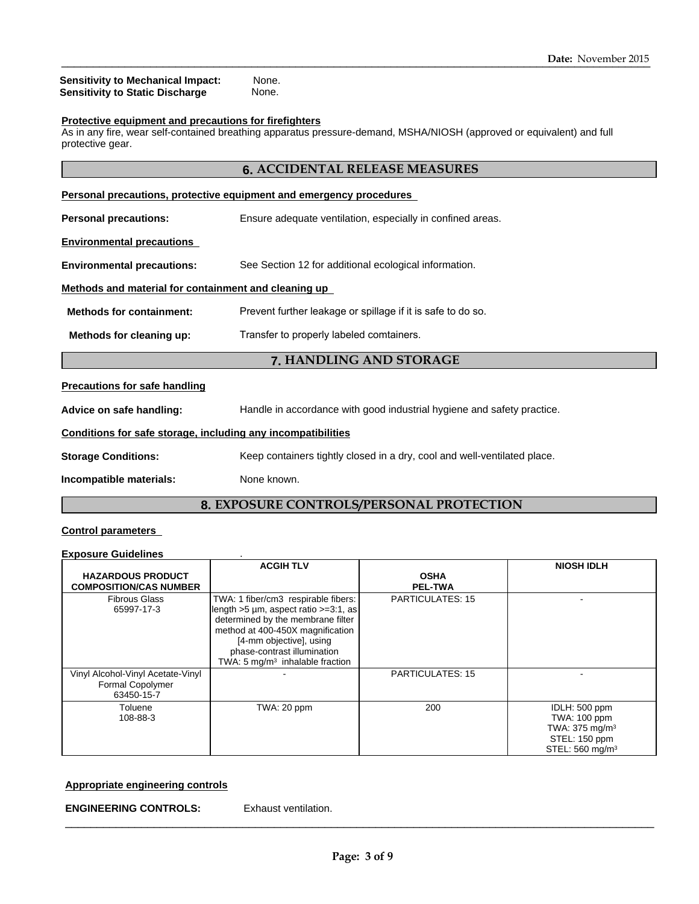**Sensitivity to Mechanical Impact:** None.
**Sensitivity to Static Discharge** None.

**Protective equipment and precautions for firefighters**
As in any fire, wear self-contained breathing apparatus pressure-demand, MSHA/NIOSH (approved or equivalent) and full protective gear.

## 6. ACCIDENTAL RELEASE MEASURES

**Personal precautions, protective equipment and emergency procedures**

**Personal precautions:** Ensure adequate ventilation, especially in confined areas.

**Environmental precautions**

**Environmental precautions:** See Section 12 for additional ecological information.

**Methods and material for containment and cleaning up**

**Methods for containment:** Prevent further leakage or spillage if it is safe to do so.

**Methods for cleaning up:** Transfer to properly labeled comtainers.

## 7. HANDLING AND STORAGE

**Precautions for safe handling**

**Advice on safe handling:** Handle in accordance with good industrial hygiene and safety practice.

**Conditions for safe storage, including any incompatibilities**

**Storage Conditions:** Keep containers tightly closed in a dry, cool and well-ventilated place.

**Incompatible materials:** None known.

## 8. EXPOSURE CONTROLS/PERSONAL PROTECTION

**Control parameters**

**Exposure Guidelines** .

| HAZARDOUS PRODUCT COMPOSITION/CAS NUMBER | ACGIH TLV | OSHA PEL-TWA | NIOSH IDLH |
|---|---|---|---|
| Fibrous Glass 65997-17-3 | TWA: 1 fiber/cm3 respirable fibers: length >5 µm, aspect ratio >=3:1, as determined by the membrane filter method at 400-450X magnification [4-mm objective], using phase-contrast illumination TWA: 5 mg/m³ inhalable fraction | PARTICULATES: 15 | - |
| Vinyl Alcohol-Vinyl Acetate-Vinyl Formal Copolymer 63450-15-7 | - | PARTICULATES: 15 | - |
| Toluene 108-88-3 | TWA: 20 ppm | 200 | IDLH: 500 ppm TWA: 100 ppm TWA: 375 mg/m³ STEL: 150 ppm STEL: 560 mg/m³ |

**Appropriate engineering controls**

**ENGINEERING CONTROLS:** Exhaust ventilation.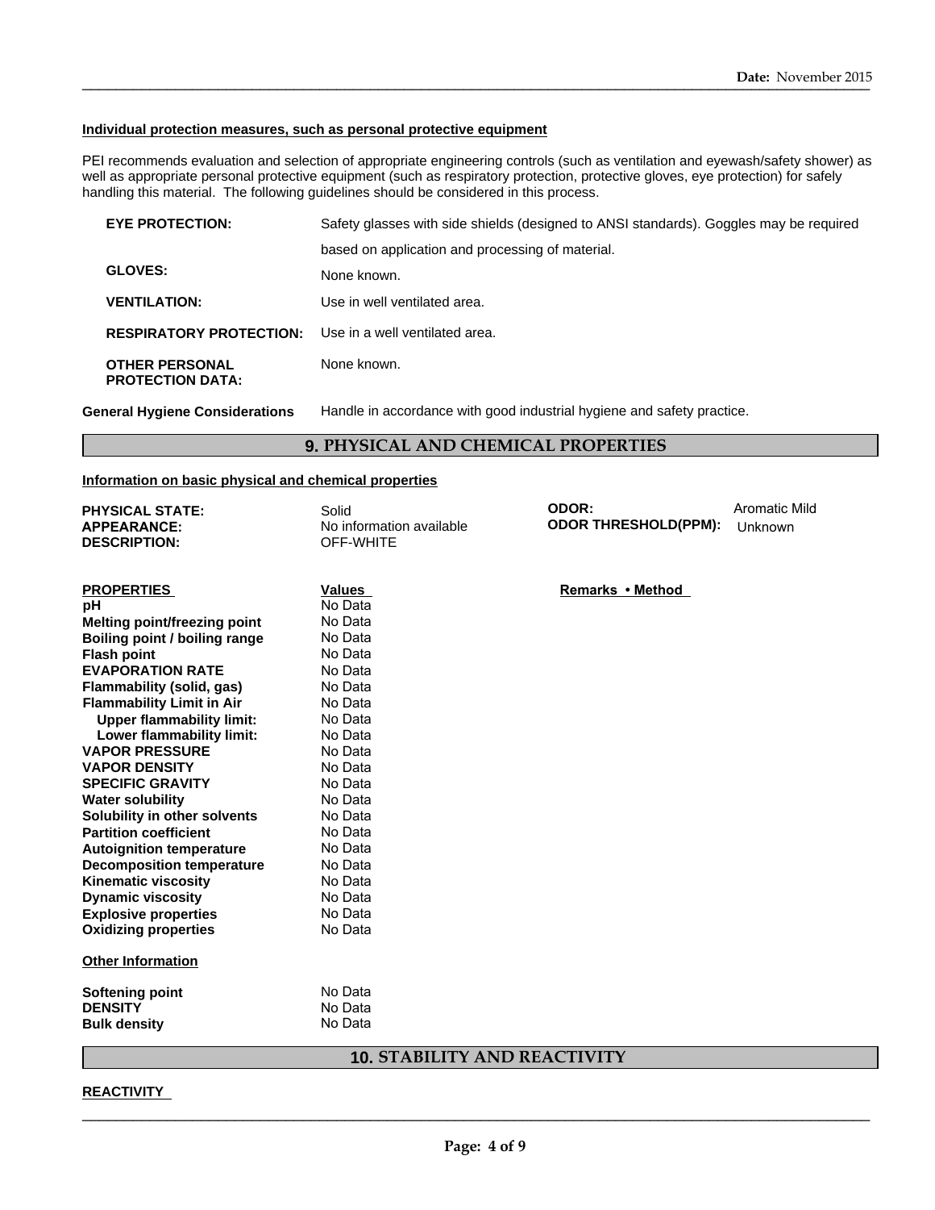#### Individual protection measures, such as personal protective equipment

PEI recommends evaluation and selection of appropriate engineering controls (such as ventilation and eyewash/safety shower) as well as appropriate personal protective equipment (such as respiratory protection, protective gloves, eye protection) for safely handling this material. The following guidelines should be considered in this process.

| | |
|---|---|
| **EYE PROTECTION:** | Safety glasses with side shields (designed to ANSI standards). Goggles may be required based on application and processing of material. |
| **GLOVES:** | None known. |
| **VENTILATION:** | Use in well ventilated area. |
| **RESPIRATORY PROTECTION:** | Use in a well ventilated area. |
| **OTHER PERSONAL PROTECTION DATA:** | None known. |

**General Hygiene Considerations** Handle in accordance with good industrial hygiene and safety practice.

## 9. PHYSICAL AND CHEMICAL PROPERTIES

#### Information on basic physical and chemical properties

| | | | |
|---|---|---|---|
| **PHYSICAL STATE:** | Solid | **ODOR:** | Aromatic Mild |
| **APPEARANCE:** | No information available | **ODOR THRESHOLD(PPM):** | Unknown |
| **DESCRIPTION:** | OFF-WHITE | | |

| PROPERTIES | Values | Remarks • Method |
|---|---|---|
| **pH** | No Data | |
| **Melting point/freezing point** | No Data | |
| **Boiling point / boiling range** | No Data | |
| **Flash point** | No Data | |
| **EVAPORATION RATE** | No Data | |
| **Flammability (solid, gas)** | No Data | |
| **Flammability Limit in Air** | No Data | |
| **Upper flammability limit:** | No Data | |
| **Lower flammability limit:** | No Data | |
| **VAPOR PRESSURE** | No Data | |
| **VAPOR DENSITY** | No Data | |
| **SPECIFIC GRAVITY** | No Data | |
| **Water solubility** | No Data | |
| **Solubility in other solvents** | No Data | |
| **Partition coefficient** | No Data | |
| **Autoignition temperature** | No Data | |
| **Decomposition temperature** | No Data | |
| **Kinematic viscosity** | No Data | |
| **Dynamic viscosity** | No Data | |
| **Explosive properties** | No Data | |
| **Oxidizing properties** | No Data | |

#### Other Information

| | |
|---|---|
| **Softening point** | No Data |
| **DENSITY** | No Data |
| **Bulk density** | No Data |

## 10. STABILITY AND REACTIVITY

#### REACTIVITY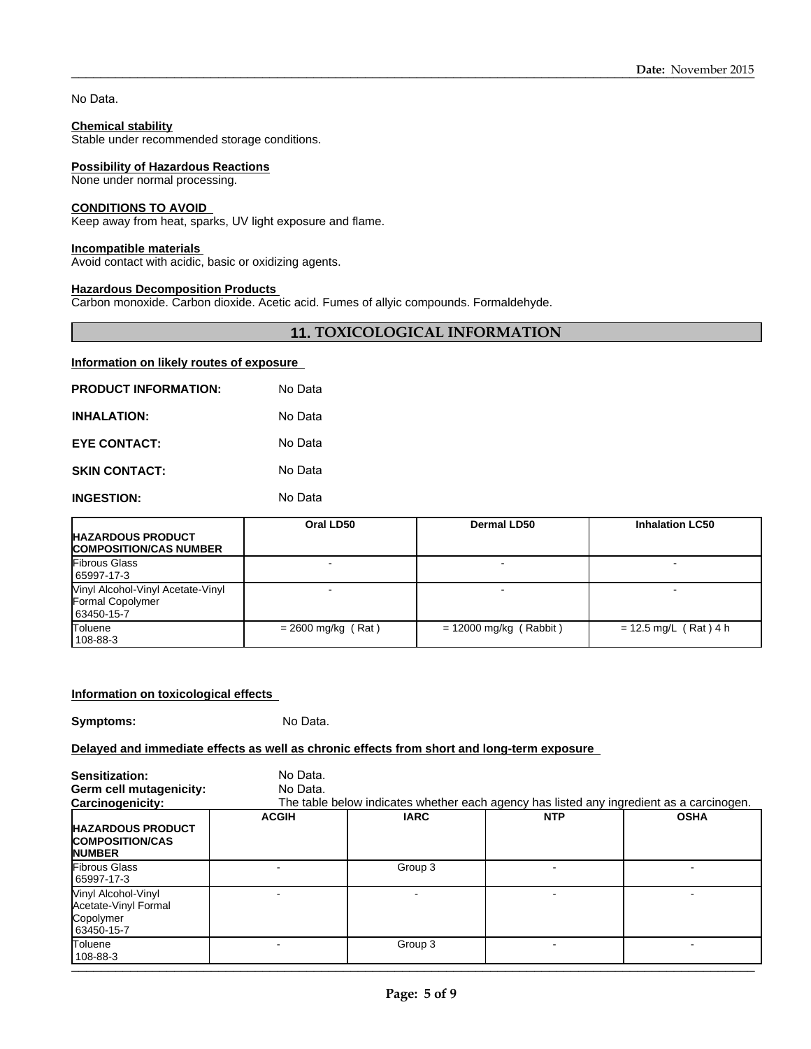No Data.

**Chemical stability**
Stable under recommended storage conditions.

**Possibility of Hazardous Reactions**
None under normal processing.

**CONDITIONS TO AVOID**
Keep away from heat, sparks, UV light exposure and flame.

**Incompatible materials**
Avoid contact with acidic, basic or oxidizing agents.

**Hazardous Decomposition Products**
Carbon monoxide. Carbon dioxide. Acetic acid. Fumes of allyic compounds. Formaldehyde.

## 11. TOXICOLOGICAL INFORMATION

**Information on likely routes of exposure**

**PRODUCT INFORMATION:** No Data

**INHALATION:** No Data

**EYE CONTACT:** No Data

**SKIN CONTACT:** No Data

**INGESTION:** No Data

| HAZARDOUS PRODUCT COMPOSITION/CAS NUMBER | Oral LD50 | Dermal LD50 | Inhalation LC50 |
|---|---|---|---|
| Fibrous Glass 65997-17-3 | - | - | - |
| Vinyl Alcohol-Vinyl Acetate-Vinyl Formal Copolymer 63450-15-7 | - | - | - |
| Toluene 108-88-3 | = 2600 mg/kg ( Rat ) | = 12000 mg/kg ( Rabbit ) | = 12.5 mg/L ( Rat ) 4 h |

**Information on toxicological effects**

**Symptoms:** No Data.

**Delayed and immediate effects as well as chronic effects from short and long-term exposure**

**Sensitization:** No Data.
**Germ cell mutagenicity:** No Data.
**Carcinogenicity:** The table below indicates whether each agency has listed any ingredient as a carcinogen.

| HAZARDOUS PRODUCT COMPOSITION/CAS NUMBER | ACGIH | IARC | NTP | OSHA |
|---|---|---|---|---|
| Fibrous Glass 65997-17-3 | - | Group 3 | - | - |
| Vinyl Alcohol-Vinyl Acetate-Vinyl Formal Copolymer 63450-15-7 | - | - | - | - |
| Toluene 108-88-3 | - | Group 3 | - | - |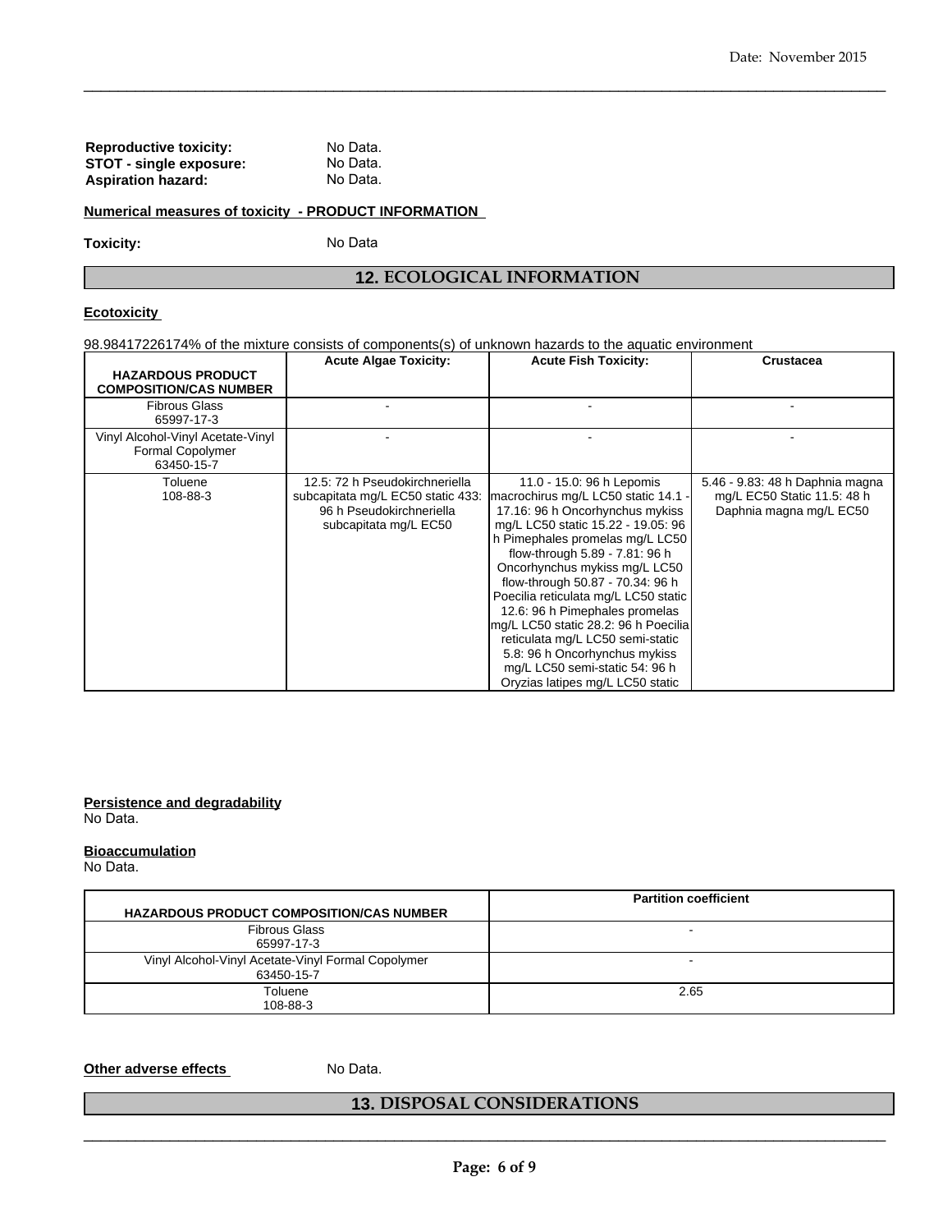**Reproductive toxicity:** No Data.
**STOT - single exposure:** No Data.
**Aspiration hazard:** No Data.

**Numerical measures of toxicity - PRODUCT INFORMATION**

**Toxicity:** No Data

## 12. ECOLOGICAL INFORMATION

**Ecotoxicity**

98.98417226174% of the mixture consists of components(s) of unknown hazards to the aquatic environment

| HAZARDOUS PRODUCT COMPOSITION/CAS NUMBER | Acute Algae Toxicity: | Acute Fish Toxicity: | Crustacea |
|---|---|---|---|
| Fibrous Glass 65997-17-3 | - | - | - |
| Vinyl Alcohol-Vinyl Acetate-Vinyl Formal Copolymer 63450-15-7 | - | - | - |
| Toluene 108-88-3 | 12.5: 72 h Pseudokirchneriella subcapitata mg/L EC50 static 433: 96 h Pseudokirchneriella subcapitata mg/L EC50 | 11.0 - 15.0: 96 h Lepomis macrochirus mg/L LC50 static 14.1 - 17.16: 96 h Oncorhynchus mykiss mg/L LC50 static 15.22 - 19.05: 96 h Pimephales promelas mg/L LC50 flow-through 5.89 - 7.81: 96 h Oncorhynchus mykiss mg/L LC50 flow-through 50.87 - 70.34: 96 h Poecilia reticulata mg/L LC50 static 12.6: 96 h Pimephales promelas mg/L LC50 static 28.2: 96 h Poecilia reticulata mg/L LC50 semi-static 5.8: 96 h Oncorhynchus mykiss mg/L LC50 semi-static 54: 96 h Oryzias latipes mg/L LC50 static | 5.46 - 9.83: 48 h Daphnia magna mg/L EC50 Static 11.5: 48 h Daphnia magna mg/L EC50 |

**Persistence and degradability**
No Data.

**Bioaccumulation**
No Data.

| HAZARDOUS PRODUCT COMPOSITION/CAS NUMBER | Partition coefficient |
|---|---|
| Fibrous Glass 65997-17-3 | - |
| Vinyl Alcohol-Vinyl Acetate-Vinyl Formal Copolymer 63450-15-7 | - |
| Toluene 108-88-3 | 2.65 |

**Other adverse effects** No Data.

## 13. DISPOSAL CONSIDERATIONS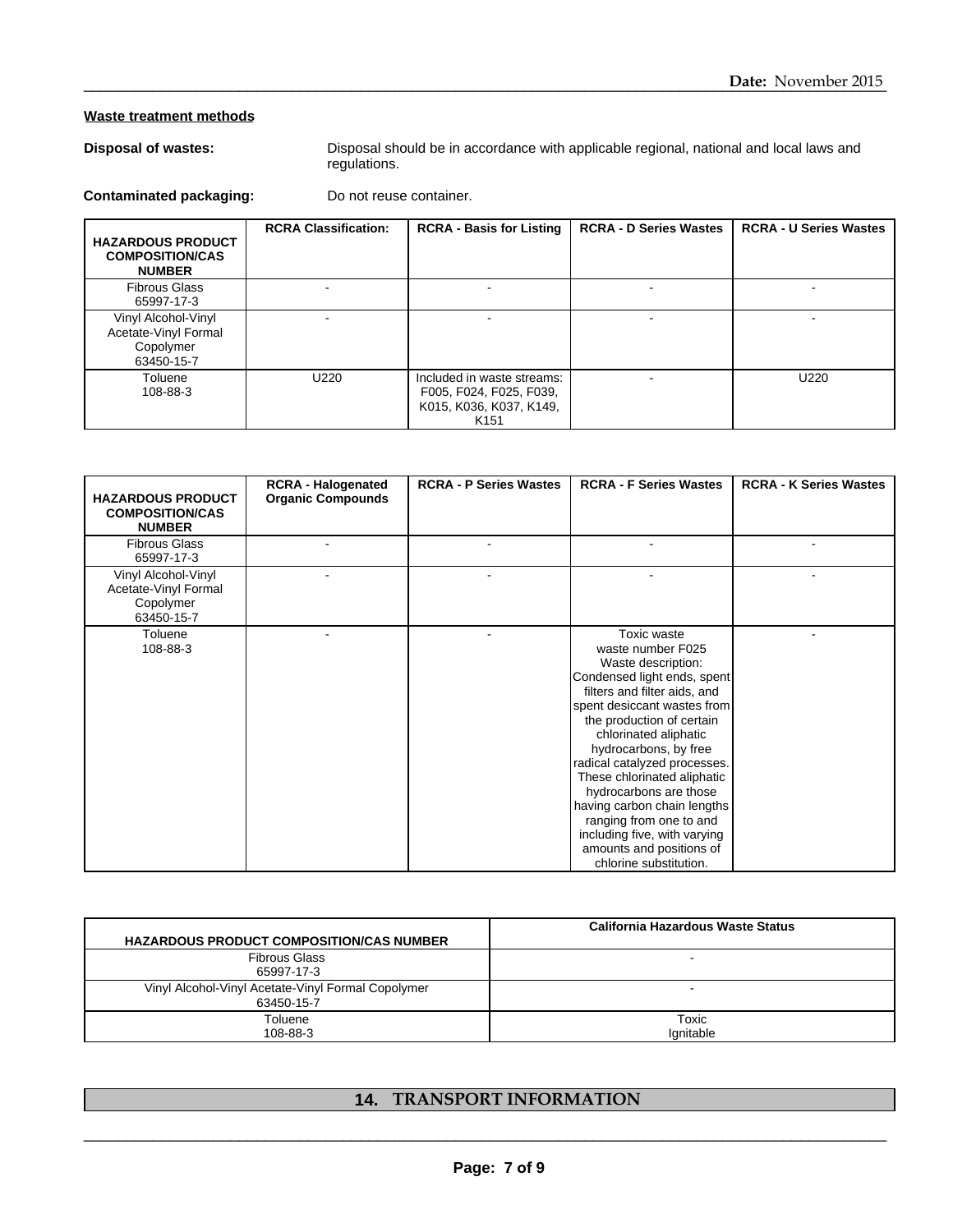**Waste treatment methods**

**Disposal of wastes:** Disposal should be in accordance with applicable regional, national and local laws and regulations.

**Contaminated packaging:** Do not reuse container.

| HAZARDOUS PRODUCT COMPOSITION/CAS NUMBER | RCRA Classification: | RCRA - Basis for Listing | RCRA - D Series Wastes | RCRA - U Series Wastes |
|---|---|---|---|---|
| Fibrous Glass 65997-17-3 | - | - | - | - |
| Vinyl Alcohol-Vinyl Acetate-Vinyl Formal Copolymer 63450-15-7 | - | - | - | - |
| Toluene 108-88-3 | U220 | Included in waste streams: F005, F024, F025, F039, K015, K036, K037, K149, K151 | - | U220 |

| HAZARDOUS PRODUCT COMPOSITION/CAS NUMBER | RCRA - Halogenated Organic Compounds | RCRA - P Series Wastes | RCRA - F Series Wastes | RCRA - K Series Wastes |
|---|---|---|---|---|
| Fibrous Glass 65997-17-3 | - | - | - | - |
| Vinyl Alcohol-Vinyl Acetate-Vinyl Formal Copolymer 63450-15-7 | - | - | - | - |
| Toluene 108-88-3 | - | - | Toxic waste waste number F025 Waste description: Condensed light ends, spent filters and filter aids, and spent desiccant wastes from the production of certain chlorinated aliphatic hydrocarbons, by free radical catalyzed processes. These chlorinated aliphatic hydrocarbons are those having carbon chain lengths ranging from one to and including five, with varying amounts and positions of chlorine substitution. | - |

| HAZARDOUS PRODUCT COMPOSITION/CAS NUMBER | California Hazardous Waste Status |
|---|---|
| Fibrous Glass 65997-17-3 | - |
| Vinyl Alcohol-Vinyl Acetate-Vinyl Formal Copolymer 63450-15-7 | - |
| Toluene 108-88-3 | Toxic Ignitable |

## 14. TRANSPORT INFORMATION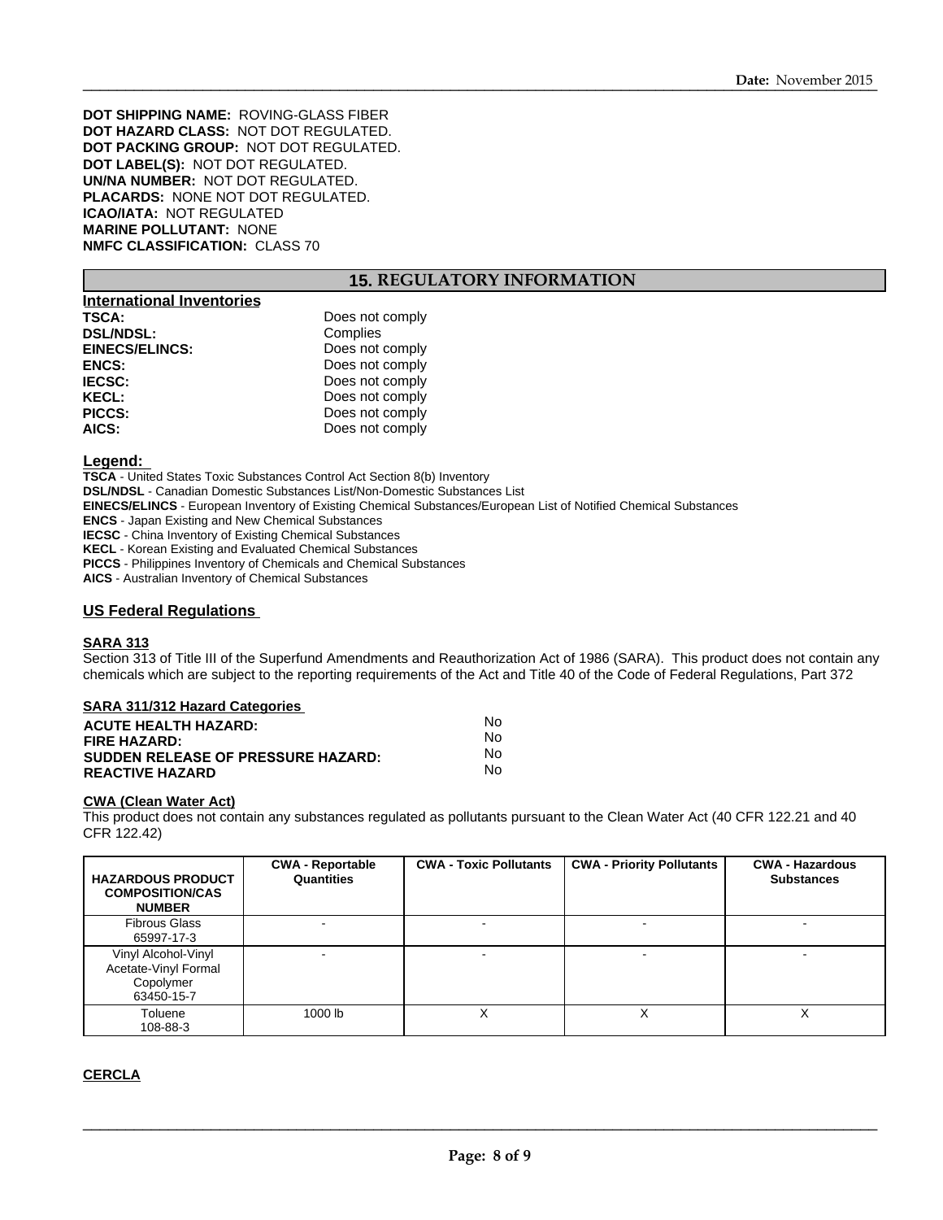**DOT SHIPPING NAME:** ROVING-GLASS FIBER
**DOT HAZARD CLASS:** NOT DOT REGULATED.
**DOT PACKING GROUP:** NOT DOT REGULATED.
**DOT LABEL(S):** NOT DOT REGULATED.
**UN/NA NUMBER:** NOT DOT REGULATED.
**PLACARDS:** NONE NOT DOT REGULATED.
**ICAO/IATA:** NOT REGULATED
**MARINE POLLUTANT:** NONE
**NMFC CLASSIFICATION:** CLASS 70

## 15. REGULATORY INFORMATION

### International Inventories

| | |
|---|---|
| **TSCA:** | Does not comply |
| **DSL/NDSL:** | Complies |
| **EINECS/ELINCS:** | Does not comply |
| **ENCS:** | Does not comply |
| **IECSC:** | Does not comply |
| **KECL:** | Does not comply |
| **PICCS:** | Does not comply |
| **AICS:** | Does not comply |

**Legend:**

**TSCA** - United States Toxic Substances Control Act Section 8(b) Inventory
**DSL/NDSL** - Canadian Domestic Substances List/Non-Domestic Substances List
**EINECS/ELINCS** - European Inventory of Existing Chemical Substances/European List of Notified Chemical Substances
**ENCS** - Japan Existing and New Chemical Substances
**IECSC** - China Inventory of Existing Chemical Substances
**KECL** - Korean Existing and Evaluated Chemical Substances
**PICCS** - Philippines Inventory of Chemicals and Chemical Substances
**AICS** - Australian Inventory of Chemical Substances

### US Federal Regulations

**SARA 313**

Section 313 of Title III of the Superfund Amendments and Reauthorization Act of 1986 (SARA). This product does not contain any chemicals which are subject to the reporting requirements of the Act and Title 40 of the Code of Federal Regulations, Part 372

**SARA 311/312 Hazard Categories**

| | |
|---|---|
| **ACUTE HEALTH HAZARD:** | No |
| **FIRE HAZARD:** | No |
| **SUDDEN RELEASE OF PRESSURE HAZARD:** | No |
| **REACTIVE HAZARD** | No |

**CWA (Clean Water Act)**

This product does not contain any substances regulated as pollutants pursuant to the Clean Water Act (40 CFR 122.21 and 40 CFR 122.42)

| HAZARDOUS PRODUCT COMPOSITION/CAS NUMBER | CWA - Reportable Quantities | CWA - Toxic Pollutants | CWA - Priority Pollutants | CWA - Hazardous Substances |
|---|---|---|---|---|
| Fibrous Glass 65997-17-3 | - | - | - | - |
| Vinyl Alcohol-Vinyl Acetate-Vinyl Formal Copolymer 63450-15-7 | - | - | - | - |
| Toluene 108-88-3 | 1000 lb | X | X | X |

**CERCLA**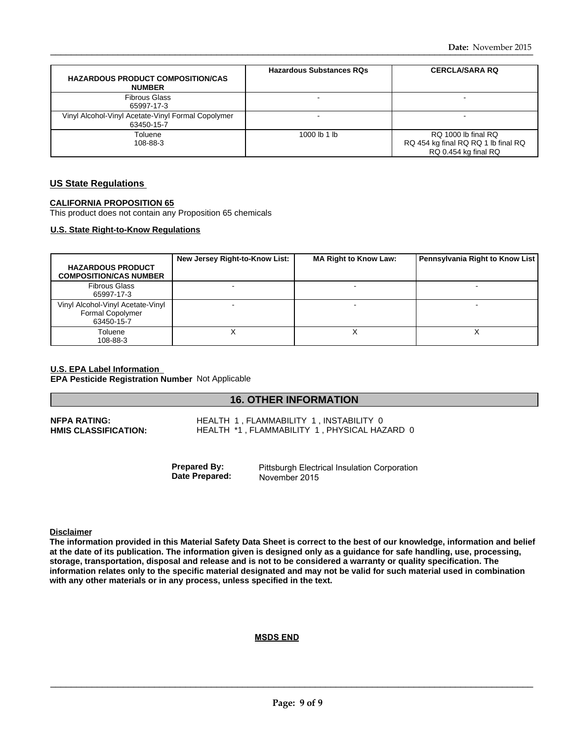| HAZARDOUS PRODUCT COMPOSITION/CAS NUMBER | Hazardous Substances RQs | CERCLA/SARA RQ |
|---|---|---|
| Fibrous Glass<br>65997-17-3 | - | - |
| Vinyl Alcohol-Vinyl Acetate-Vinyl Formal Copolymer<br>63450-15-7 | - | - |
| Toluene<br>108-88-3 | 1000 lb 1 lb | RQ 1000 lb final RQ<br>RQ 454 kg final RQ RQ 1 lb final RQ<br>RQ 0.454 kg final RQ |

## US State Regulations

### CALIFORNIA PROPOSITION 65

This product does not contain any Proposition 65 chemicals

### U.S. State Right-to-Know Regulations

| HAZARDOUS PRODUCT COMPOSITION/CAS NUMBER | New Jersey Right-to-Know List: | MA Right to Know Law: | Pennsylvania Right to Know List |
|---|---|---|---|
| Fibrous Glass<br>65997-17-3 | - | - | - |
| Vinyl Alcohol-Vinyl Acetate-Vinyl Formal Copolymer<br>63450-15-7 | - | - | - |
| Toluene<br>108-88-3 | X | X | X |

### U.S. EPA Label Information

**EPA Pesticide Registration Number** Not Applicable

## 16. OTHER INFORMATION

**NFPA RATING:** HEALTH 1 , FLAMMABILITY 1 , INSTABILITY 0
**HMIS CLASSIFICATION:** HEALTH *1 , FLAMMABILITY 1 , PHYSICAL HAZARD 0

**Prepared By:** Pittsburgh Electrical Insulation Corporation
**Date Prepared:** November 2015

### Disclaimer

**The information provided in this Material Safety Data Sheet is correct to the best of our knowledge, information and belief at the date of its publication. The information given is designed only as a guidance for safe handling, use, processing, storage, transportation, disposal and release and is not to be considered a warranty or quality specification. The information relates only to the specific material designated and may not be valid for such material used in combination with any other materials or in any process, unless specified in the text.**

**MSDS END**